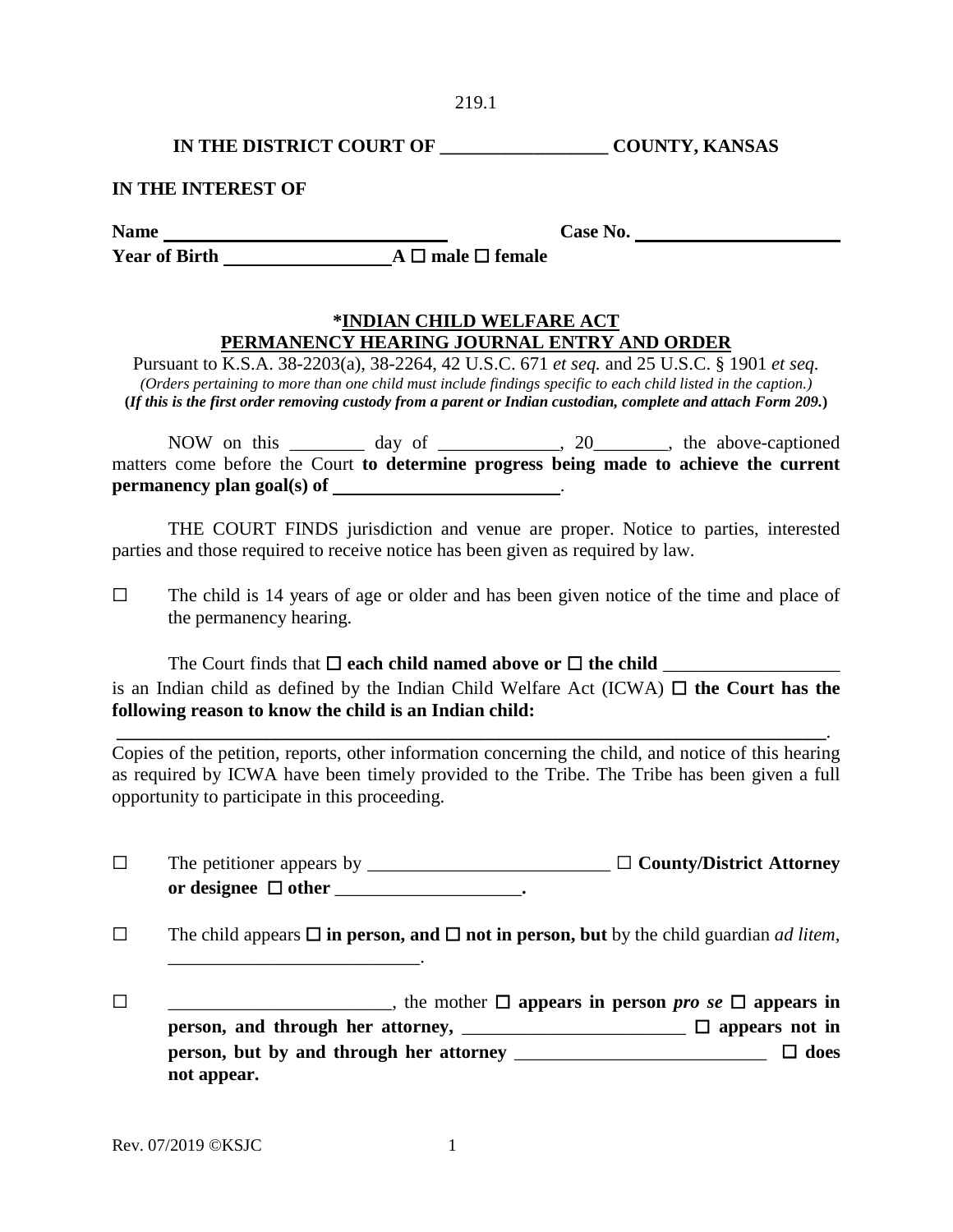219.1

**IN THE DISTRICT COURT OF \_\_\_\_\_\_\_\_\_\_\_\_\_\_\_\_\_\_ COUNTY, KANSAS**

**IN THE INTEREST OF**

**Name** \_\_\_\_\_\_\_\_\_\_\_\_\_\_\_\_\_\_\_\_\_\_\_\_\_\_\_\_\_\_ **Case No.** \_\_\_\_\_\_\_\_\_\_\_\_\_\_\_\_\_\_\_\_\_\_\_
**Year of Birth** \_\_\_\_\_\_\_\_\_\_\_\_\_\_\_\_\_\_ **A ☐ male ☐ female**

## \*INDIAN CHILD WELFARE ACT PERMANENCY HEARING JOURNAL ENTRY AND ORDER

Pursuant to K.S.A. 38-2203(a), 38-2264, 42 U.S.C. 671 *et seq.* and 25 U.S.C. § 1901 *et seq.*
*(Orders pertaining to more than one child must include findings specific to each child listed in the caption.)*
**(*If this is the first order removing custody from a parent or Indian custodian, complete and attach Form 209.*)**

NOW on this \_\_\_\_\_\_\_\_ day of \_\_\_\_\_\_\_\_\_\_\_\_\_, 20\_\_\_\_\_\_\_\_, the above-captioned matters come before the Court **to determine progress being made to achieve the current permanency plan goal(s) of** \_\_\_\_\_\_\_\_\_\_\_\_\_\_\_\_\_\_\_\_\_\_\_\_\_.

THE COURT FINDS jurisdiction and venue are proper. Notice to parties, interested parties and those required to receive notice has been given as required by law.

☐ The child is 14 years of age or older and has been given notice of the time and place of the permanency hearing.

The Court finds that **☐ each child named above or ☐ the child** \_\_\_\_\_\_\_\_\_\_\_\_\_\_\_\_\_\_\_ is an Indian child as defined by the Indian Child Welfare Act (ICWA) **☐ the Court has the following reason to know the child is an Indian child:**
\_\_\_\_\_\_\_\_\_\_\_\_\_\_\_\_\_\_\_\_\_\_\_\_\_\_\_\_\_\_\_\_\_\_\_\_\_\_\_\_\_\_\_\_\_\_\_\_\_\_\_\_\_\_\_\_\_\_\_\_\_\_\_\_\_\_\_\_\_\_\_\_\_\_.
Copies of the petition, reports, other information concerning the child, and notice of this hearing as required by ICWA have been timely provided to the Tribe. The Tribe has been given a full opportunity to participate in this proceeding.

☐ The petitioner appears by \_\_\_\_\_\_\_\_\_\_\_\_\_\_\_\_\_\_\_\_\_\_\_\_\_\_ **☐ County/District Attorney or designee ☐ other** \_\_\_\_\_\_\_\_\_\_\_\_\_\_\_\_\_\_\_\_**.**

☐ The child appears **☐ in person, and ☐ not in person, but** by the child guardian *ad litem*, \_\_\_\_\_\_\_\_\_\_\_\_\_\_\_\_\_\_\_\_\_\_\_\_\_\_\_.

☐ \_\_\_\_\_\_\_\_\_\_\_\_\_\_\_\_\_\_\_\_\_\_\_\_, the mother **☐ appears in person *pro se* ☐ appears in person, and through her attorney,** \_\_\_\_\_\_\_\_\_\_\_\_\_\_\_\_\_\_\_\_\_\_\_\_ **☐ appears not in person, but by and through her attorney** \_\_\_\_\_\_\_\_\_\_\_\_\_\_\_\_\_\_\_\_\_\_\_\_\_\_\_ **☐ does not appear.**

Rev. 07/2019 ©KSJC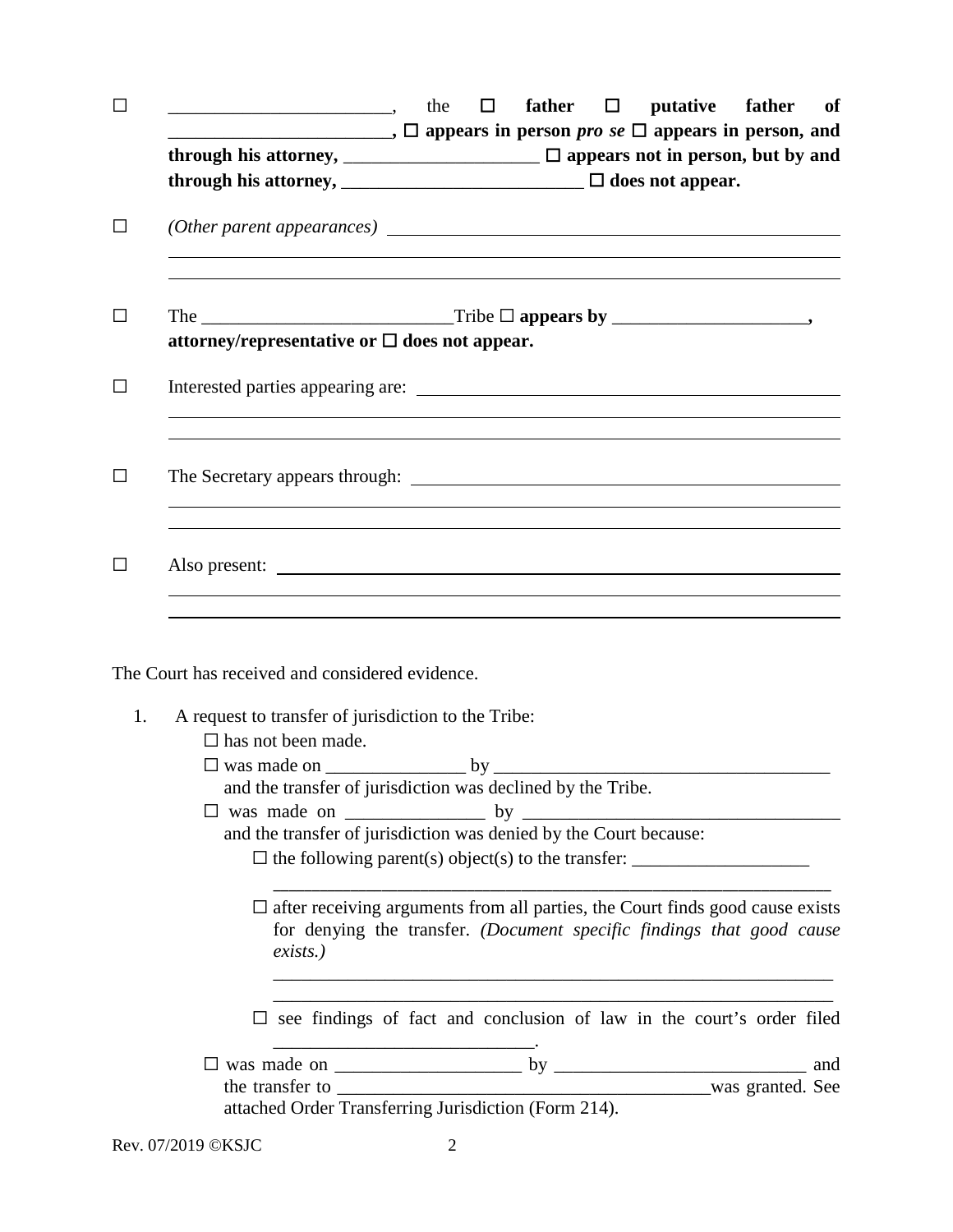☐ ________________________, the ☐ **father** ☐ **putative father of ________________________, ☐ appears in person** ***pro se*** **☐ appears in person, and through his attorney, ______________________ ☐ appears not in person, but by and through his attorney, __________________________ ☐ does not appear.**

☐ *(Other parent appearances)* ____________________________________________________

______________________________________________________________________________

______________________________________________________________________________

☐ The ___________________________Tribe ☐ **appears by ______________________, attorney/representative or ☐ does not appear.**

☐ Interested parties appearing are: ______________________________________________

______________________________________________________________________________

______________________________________________________________________________

☐ The Secretary appears through: ______________________________________________

______________________________________________________________________________

______________________________________________________________________________

☐ Also present: ____________________________________________________________

______________________________________________________________________________

______________________________________________________________________________

The Court has received and considered evidence.

1. A request to transfer of jurisdiction to the Tribe:
   - ☐ has not been made.
   - ☐ was made on _______________ by ____________________________________ and the transfer of jurisdiction was declined by the Tribe.
   - ☐ was made on _______________ by ___________________________________ and the transfer of jurisdiction was denied by the Court because:
     - ☐ the following parent(s) object(s) to the transfer: ___________________
       ______________________________________________________________
     - ☐ after receiving arguments from all parties, the Court finds good cause exists for denying the transfer. *(Document specific findings that good cause exists.)*
       ______________________________________________________________
       ______________________________________________________________
     - ☐ see findings of fact and conclusion of law in the court's order filed ____________________________.
   - ☐ was made on ____________________ by ___________________________ and the transfer to ________________________________________was granted. See attached Order Transferring Jurisdiction (Form 214).

Rev. 07/2019 ©KSJC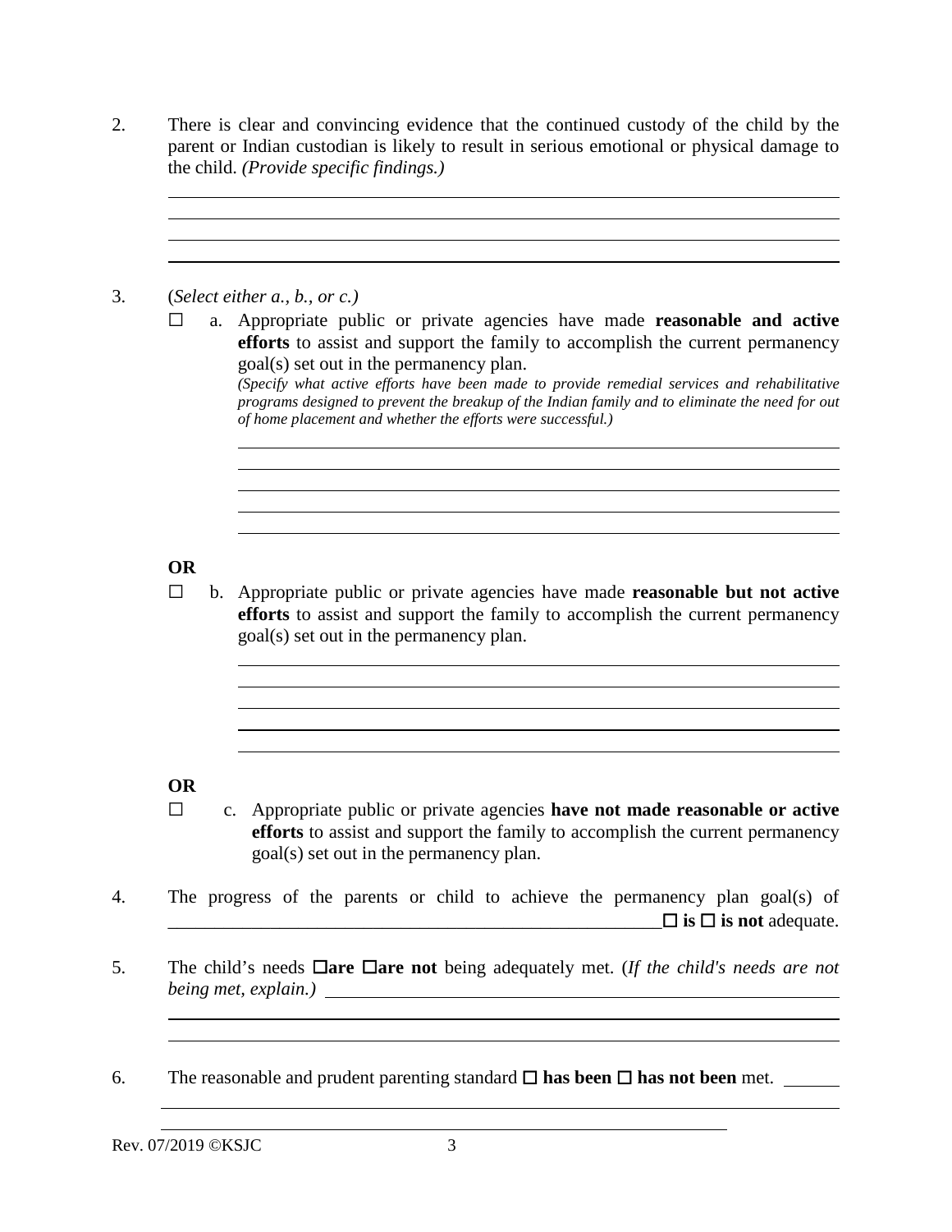2. There is clear and convincing evidence that the continued custody of the child by the parent or Indian custodian is likely to result in serious emotional or physical damage to the child. *(Provide specific findings.)*

\_\_\_\_\_\_\_\_\_\_\_\_\_\_\_\_\_\_\_\_\_\_\_\_\_\_\_\_\_\_\_\_\_\_\_\_\_\_\_\_\_\_\_\_\_\_\_\_\_\_\_\_\_\_\_\_\_\_\_\_\_\_\_\_\_\_\_\_\_\_

\_\_\_\_\_\_\_\_\_\_\_\_\_\_\_\_\_\_\_\_\_\_\_\_\_\_\_\_\_\_\_\_\_\_\_\_\_\_\_\_\_\_\_\_\_\_\_\_\_\_\_\_\_\_\_\_\_\_\_\_\_\_\_\_\_\_\_\_\_\_

\_\_\_\_\_\_\_\_\_\_\_\_\_\_\_\_\_\_\_\_\_\_\_\_\_\_\_\_\_\_\_\_\_\_\_\_\_\_\_\_\_\_\_\_\_\_\_\_\_\_\_\_\_\_\_\_\_\_\_\_\_\_\_\_\_\_\_\_\_\_

\_\_\_\_\_\_\_\_\_\_\_\_\_\_\_\_\_\_\_\_\_\_\_\_\_\_\_\_\_\_\_\_\_\_\_\_\_\_\_\_\_\_\_\_\_\_\_\_\_\_\_\_\_\_\_\_\_\_\_\_\_\_\_\_\_\_\_\_\_\_

3. (*Select either a., b., or c.)*

☐ a. Appropriate public or private agencies have made **reasonable and active efforts** to assist and support the family to accomplish the current permanency goal(s) set out in the permanency plan.
*(Specify what active efforts have been made to provide remedial services and rehabilitative programs designed to prevent the breakup of the Indian family and to eliminate the need for out of home placement and whether the efforts were successful.)*

\_\_\_\_\_\_\_\_\_\_\_\_\_\_\_\_\_\_\_\_\_\_\_\_\_\_\_\_\_\_\_\_\_\_\_\_\_\_\_\_\_\_\_\_\_\_\_\_\_\_\_\_\_\_\_\_\_\_\_\_\_\_\_\_\_\_

\_\_\_\_\_\_\_\_\_\_\_\_\_\_\_\_\_\_\_\_\_\_\_\_\_\_\_\_\_\_\_\_\_\_\_\_\_\_\_\_\_\_\_\_\_\_\_\_\_\_\_\_\_\_\_\_\_\_\_\_\_\_\_\_\_\_

\_\_\_\_\_\_\_\_\_\_\_\_\_\_\_\_\_\_\_\_\_\_\_\_\_\_\_\_\_\_\_\_\_\_\_\_\_\_\_\_\_\_\_\_\_\_\_\_\_\_\_\_\_\_\_\_\_\_\_\_\_\_\_\_\_\_

\_\_\_\_\_\_\_\_\_\_\_\_\_\_\_\_\_\_\_\_\_\_\_\_\_\_\_\_\_\_\_\_\_\_\_\_\_\_\_\_\_\_\_\_\_\_\_\_\_\_\_\_\_\_\_\_\_\_\_\_\_\_\_\_\_\_

\_\_\_\_\_\_\_\_\_\_\_\_\_\_\_\_\_\_\_\_\_\_\_\_\_\_\_\_\_\_\_\_\_\_\_\_\_\_\_\_\_\_\_\_\_\_\_\_\_\_\_\_\_\_\_\_\_\_\_\_\_\_\_\_\_\_

**OR**

☐ b. Appropriate public or private agencies have made **reasonable but not active efforts** to assist and support the family to accomplish the current permanency goal(s) set out in the permanency plan.

\_\_\_\_\_\_\_\_\_\_\_\_\_\_\_\_\_\_\_\_\_\_\_\_\_\_\_\_\_\_\_\_\_\_\_\_\_\_\_\_\_\_\_\_\_\_\_\_\_\_\_\_\_\_\_\_\_\_\_\_\_\_\_\_\_\_

\_\_\_\_\_\_\_\_\_\_\_\_\_\_\_\_\_\_\_\_\_\_\_\_\_\_\_\_\_\_\_\_\_\_\_\_\_\_\_\_\_\_\_\_\_\_\_\_\_\_\_\_\_\_\_\_\_\_\_\_\_\_\_\_\_\_

\_\_\_\_\_\_\_\_\_\_\_\_\_\_\_\_\_\_\_\_\_\_\_\_\_\_\_\_\_\_\_\_\_\_\_\_\_\_\_\_\_\_\_\_\_\_\_\_\_\_\_\_\_\_\_\_\_\_\_\_\_\_\_\_\_\_

\_\_\_\_\_\_\_\_\_\_\_\_\_\_\_\_\_\_\_\_\_\_\_\_\_\_\_\_\_\_\_\_\_\_\_\_\_\_\_\_\_\_\_\_\_\_\_\_\_\_\_\_\_\_\_\_\_\_\_\_\_\_\_\_\_\_

\_\_\_\_\_\_\_\_\_\_\_\_\_\_\_\_\_\_\_\_\_\_\_\_\_\_\_\_\_\_\_\_\_\_\_\_\_\_\_\_\_\_\_\_\_\_\_\_\_\_\_\_\_\_\_\_\_\_\_\_\_\_\_\_\_\_

**OR**

☐ c. Appropriate public or private agencies **have not made reasonable or active efforts** to assist and support the family to accomplish the current permanency goal(s) set out in the permanency plan.

4. The progress of the parents or child to achieve the permanency plan goal(s) of \_\_\_\_\_\_\_\_\_\_\_\_\_\_\_\_\_\_\_\_\_\_\_\_\_\_\_\_\_\_\_\_\_\_\_\_\_\_\_\_\_\_\_\_\_\_\_\_\_\_\_\_\_\_\_ ☐ **is** ☐ **is not** adequate.

5. The child's needs ☐**are** ☐**are not** being adequately met. (*If the child's needs are not being met, explain.)* \_\_\_\_\_\_\_\_\_\_\_\_\_\_\_\_\_\_\_\_\_\_\_\_\_\_\_\_\_\_\_\_\_\_\_\_\_\_\_\_\_\_\_\_\_\_\_\_\_\_\_\_\_

\_\_\_\_\_\_\_\_\_\_\_\_\_\_\_\_\_\_\_\_\_\_\_\_\_\_\_\_\_\_\_\_\_\_\_\_\_\_\_\_\_\_\_\_\_\_\_\_\_\_\_\_\_\_\_\_\_\_\_\_\_\_\_\_\_\_\_\_\_\_

\_\_\_\_\_\_\_\_\_\_\_\_\_\_\_\_\_\_\_\_\_\_\_\_\_\_\_\_\_\_\_\_\_\_\_\_\_\_\_\_\_\_\_\_\_\_\_\_\_\_\_\_\_\_\_\_\_\_\_\_\_\_\_\_\_\_\_\_\_\_

6. The reasonable and prudent parenting standard ☐ **has been** ☐ **has not been** met. \_\_\_\_\_\_

\_\_\_\_\_\_\_\_\_\_\_\_\_\_\_\_\_\_\_\_\_\_\_\_\_\_\_\_\_\_\_\_\_\_\_\_\_\_\_\_\_\_\_\_\_\_\_\_\_\_\_\_\_\_\_\_\_\_\_\_\_\_\_\_\_\_\_\_\_\_

\_\_\_\_\_\_\_\_\_\_\_\_\_\_\_\_\_\_\_\_\_\_\_\_\_\_\_\_\_\_\_\_\_\_\_\_\_\_\_\_\_\_\_\_\_\_\_\_\_\_\_\_\_\_\_\_\_\_

Rev. 07/2019 ©KSJC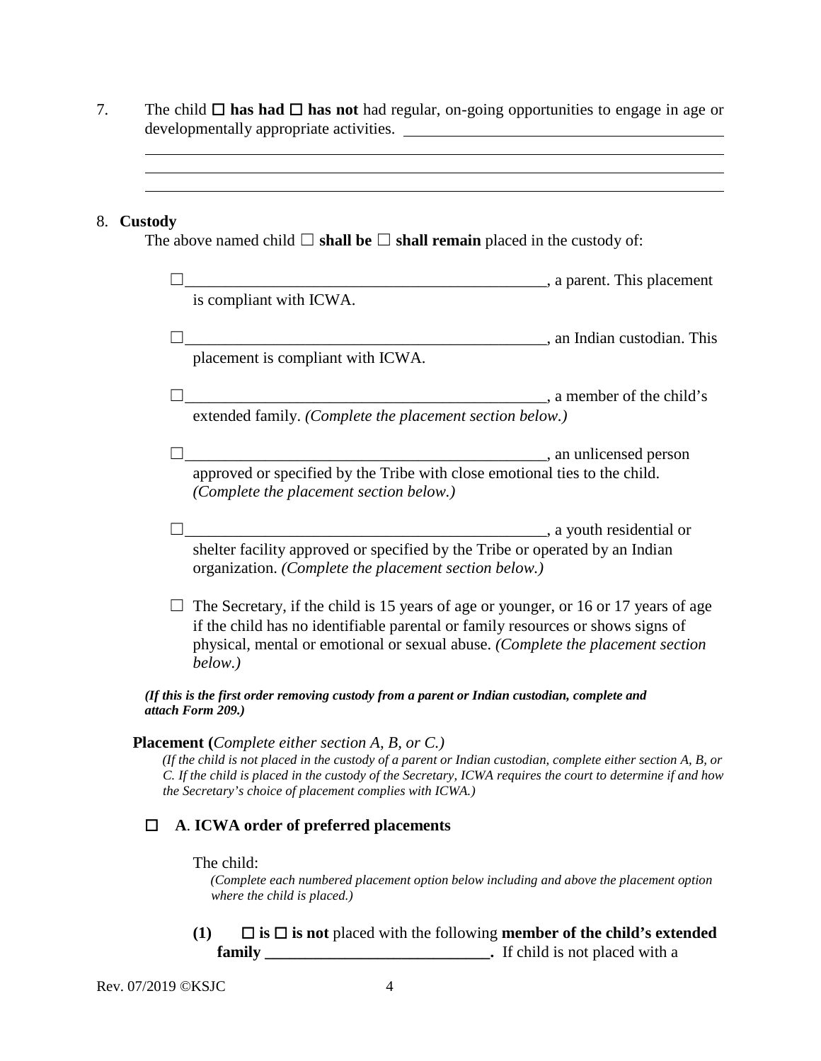7. The child ☐ **has had** ☐ **has not** had regular, on-going opportunities to engage in age or developmentally appropriate activities. ________________________________________

____________________________________________________________________________

____________________________________________________________________________

____________________________________________________________________________

8. **Custody**

   The above named child ☐ **shall be** ☐ **shall remain** placed in the custody of:

   ☐______________________________________________, a parent. This placement is compliant with ICWA.

   ☐______________________________________________, an Indian custodian. This placement is compliant with ICWA.

   ☐______________________________________________, a member of the child's extended family. *(Complete the placement section below.)*

   ☐______________________________________________, an unlicensed person approved or specified by the Tribe with close emotional ties to the child. *(Complete the placement section below.)*

   ☐______________________________________________, a youth residential or shelter facility approved or specified by the Tribe or operated by an Indian organization. *(Complete the placement section below.)*

   ☐ The Secretary, if the child is 15 years of age or younger, or 16 or 17 years of age if the child has no identifiable parental or family resources or shows signs of physical, mental or emotional or sexual abuse. *(Complete the placement section below.)*

   ***(If this is the first order removing custody from a parent or Indian custodian, complete and attach Form 209.)***

   **Placement (***Complete either section A, B, or C.)*

   *(If the child is not placed in the custody of a parent or Indian custodian, complete either section A, B, or C. If the child is placed in the custody of the Secretary, ICWA requires the court to determine if and how the Secretary's choice of placement complies with ICWA.)*

   ☐ **A**. **ICWA order of preferred placements**

   The child:

   *(Complete each numbered placement option below including and above the placement option where the child is placed.)*

   **(1)** ☐ **is** ☐ **is not** placed with the following **member of the child's extended family ____________________________.** If child is not placed with a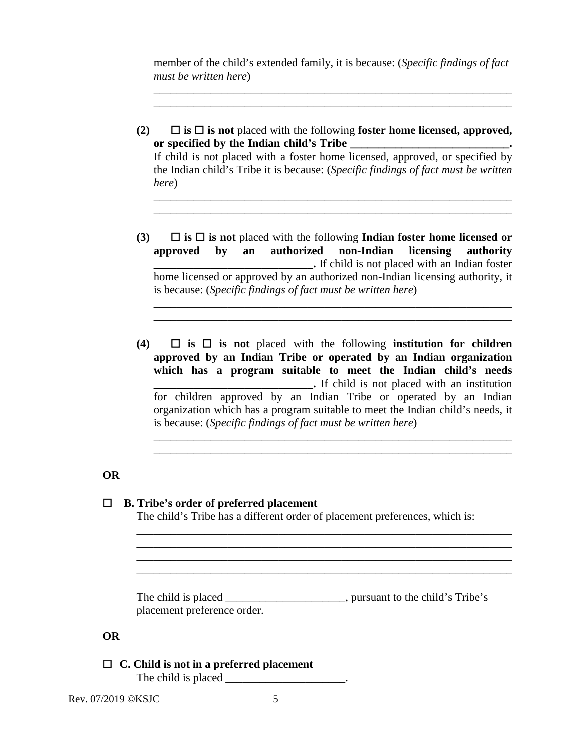member of the child's extended family, it is because: (*Specific findings of fact must be written here*)

_________________________________________________________________
_________________________________________________________________

**(2)** ☐ **is** ☐ **is not** placed with the following **foster home licensed, approved, or specified by the Indian child's Tribe ____________________________.** If child is not placed with a foster home licensed, approved, or specified by the Indian child's Tribe it is because: (*Specific findings of fact must be written here*)

_________________________________________________________________
_________________________________________________________________

**(3)** ☐ **is** ☐ **is not** placed with the following **Indian foster home licensed or approved by an authorized non-Indian licensing authority ____________________________.** If child is not placed with an Indian foster home licensed or approved by an authorized non-Indian licensing authority, it is because: (*Specific findings of fact must be written here*)

_________________________________________________________________
_________________________________________________________________

**(4)** ☐ **is** ☐ **is not** placed with the following **institution for children approved by an Indian Tribe or operated by an Indian organization which has a program suitable to meet the Indian child's needs ____________________________.** If child is not placed with an institution for children approved by an Indian Tribe or operated by an Indian organization which has a program suitable to meet the Indian child's needs, it is because: (*Specific findings of fact must be written here*)

_________________________________________________________________
_________________________________________________________________

**OR**

☐ **B. Tribe's order of preferred placement**

The child's Tribe has a different order of placement preferences, which is:

_________________________________________________________________
_________________________________________________________________
_________________________________________________________________
_________________________________________________________________

The child is placed _____________________, pursuant to the child's Tribe's placement preference order.

**OR**

☐ **C. Child is not in a preferred placement**

The child is placed _____________________.

Rev. 07/2019 ©KSJC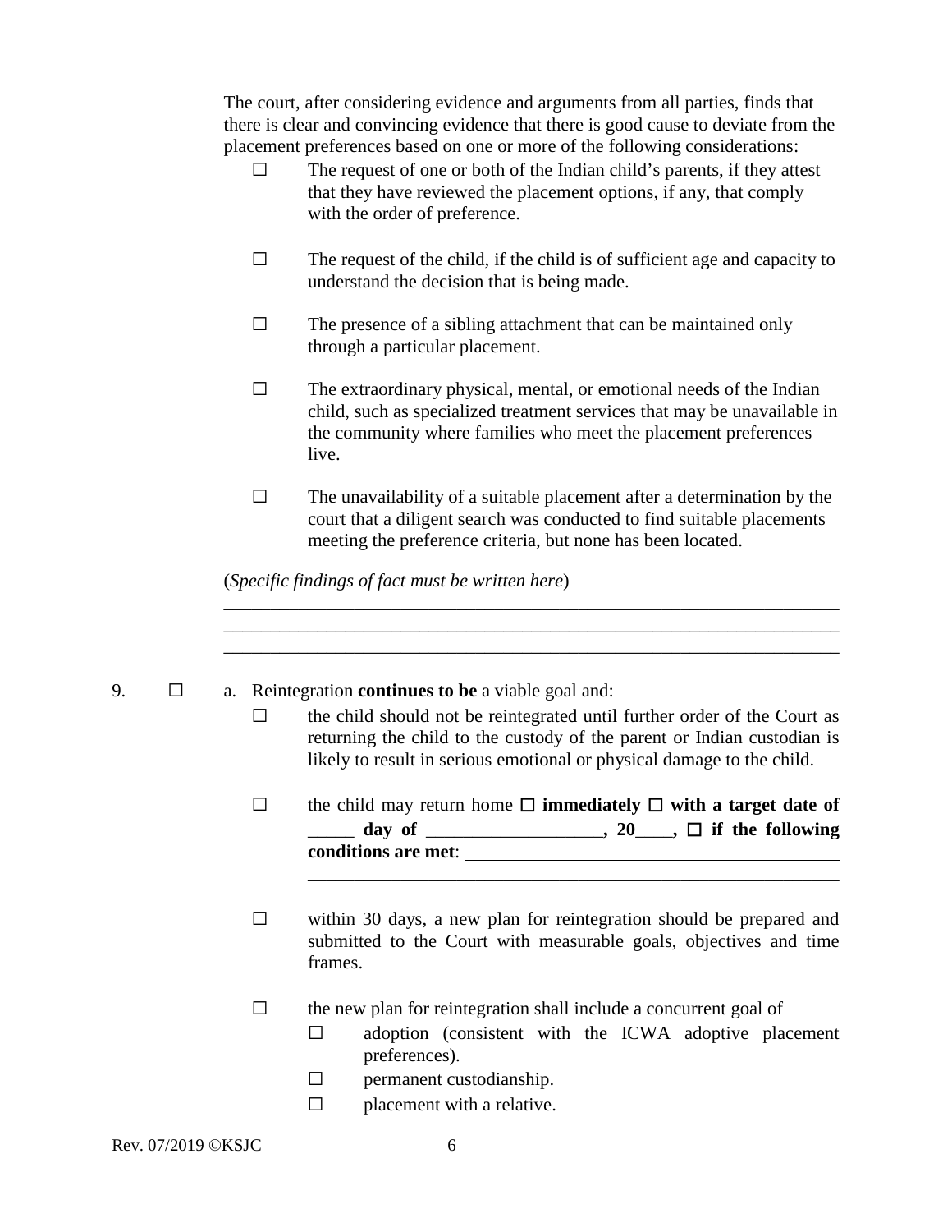The court, after considering evidence and arguments from all parties, finds that there is clear and convincing evidence that there is good cause to deviate from the placement preferences based on one or more of the following considerations:

☐ The request of one or both of the Indian child's parents, if they attest that they have reviewed the placement options, if any, that comply with the order of preference.

☐ The request of the child, if the child is of sufficient age and capacity to understand the decision that is being made.

☐ The presence of a sibling attachment that can be maintained only through a particular placement.

☐ The extraordinary physical, mental, or emotional needs of the Indian child, such as specialized treatment services that may be unavailable in the community where families who meet the placement preferences live.

☐ The unavailability of a suitable placement after a determination by the court that a diligent search was conducted to find suitable placements meeting the preference criteria, but none has been located.

(*Specific findings of fact must be written here*)

\_\_\_\_\_\_\_\_\_\_\_\_\_\_\_\_\_\_\_\_\_\_\_\_\_\_\_\_\_\_\_\_\_\_\_\_\_\_\_\_\_\_\_\_\_\_\_\_\_\_\_\_\_\_\_\_\_\_\_\_\_\_\_\_
\_\_\_\_\_\_\_\_\_\_\_\_\_\_\_\_\_\_\_\_\_\_\_\_\_\_\_\_\_\_\_\_\_\_\_\_\_\_\_\_\_\_\_\_\_\_\_\_\_\_\_\_\_\_\_\_\_\_\_\_\_\_\_\_
\_\_\_\_\_\_\_\_\_\_\_\_\_\_\_\_\_\_\_\_\_\_\_\_\_\_\_\_\_\_\_\_\_\_\_\_\_\_\_\_\_\_\_\_\_\_\_\_\_\_\_\_\_\_\_\_\_\_\_\_\_\_\_\_

9. ☐ a. Reintegration **continues to be** a viable goal and:

☐ the child should not be reintegrated until further order of the Court as returning the child to the custody of the parent or Indian custodian is likely to result in serious emotional or physical damage to the child.

☐ the child may return home ☐ **immediately** ☐ **with a target date of \_\_\_\_\_ day of \_\_\_\_\_\_\_\_\_\_\_\_\_\_\_\_\_\_\_, 20\_\_\_\_,** ☐ **if the following conditions are met**: \_\_\_\_\_\_\_\_\_\_\_\_\_\_\_\_\_\_\_\_\_\_\_\_\_\_\_\_\_\_\_\_\_\_\_\_\_\_\_\_\_
\_\_\_\_\_\_\_\_\_\_\_\_\_\_\_\_\_\_\_\_\_\_\_\_\_\_\_\_\_\_\_\_\_\_\_\_\_\_\_\_\_\_\_\_\_\_\_\_\_\_\_\_\_\_\_\_\_\_\_\_

☐ within 30 days, a new plan for reintegration should be prepared and submitted to the Court with measurable goals, objectives and time frames.

☐ the new plan for reintegration shall include a concurrent goal of

- ☐ adoption (consistent with the ICWA adoptive placement preferences).
- ☐ permanent custodianship.
- ☐ placement with a relative.

Rev. 07/2019 ©KSJC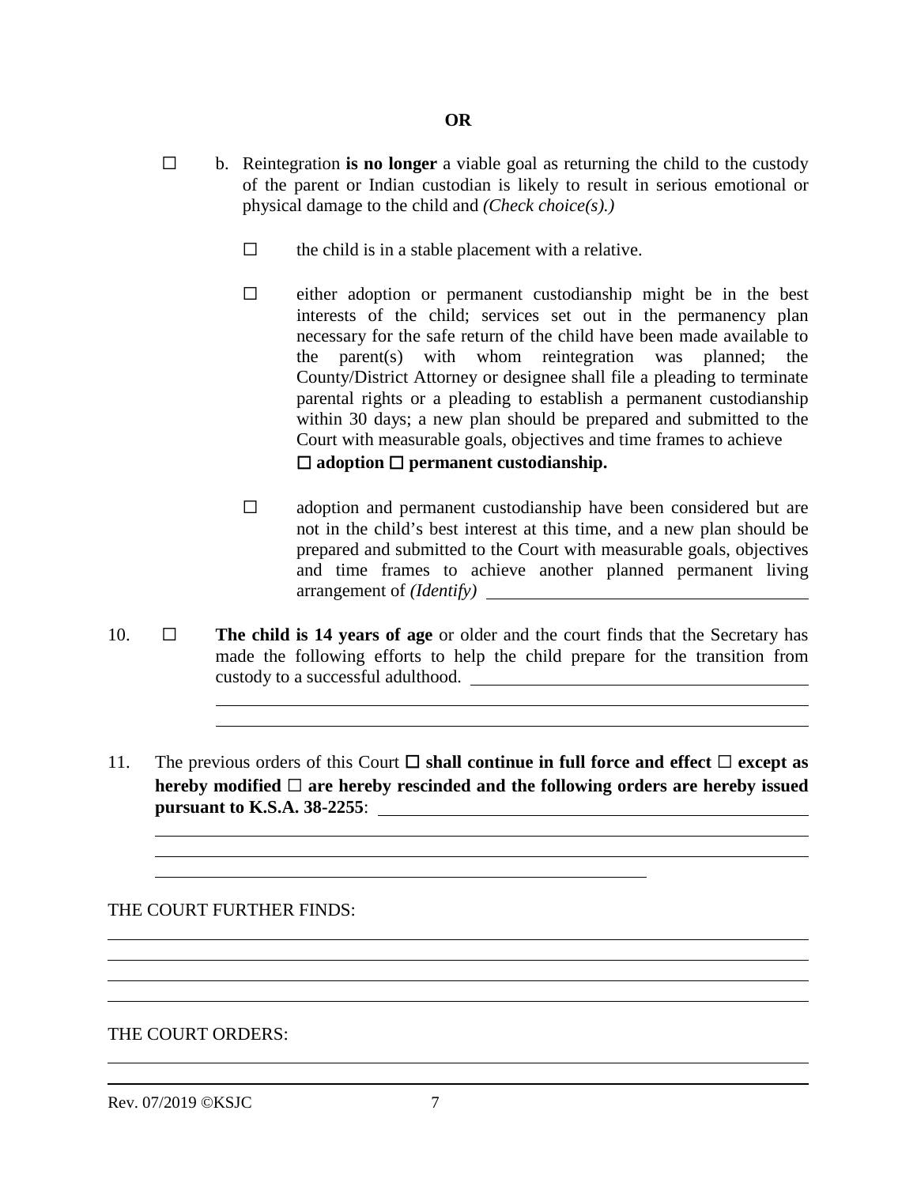**OR**

☐ b. Reintegration **is no longer** a viable goal as returning the child to the custody of the parent or Indian custodian is likely to result in serious emotional or physical damage to the child and *(Check choice(s).)*

☐ the child is in a stable placement with a relative.

☐ either adoption or permanent custodianship might be in the best interests of the child; services set out in the permanency plan necessary for the safe return of the child have been made available to the parent(s) with whom reintegration was planned; the County/District Attorney or designee shall file a pleading to terminate parental rights or a pleading to establish a permanent custodianship within 30 days; a new plan should be prepared and submitted to the Court with measurable goals, objectives and time frames to achieve **☐ adoption ☐ permanent custodianship.**

☐ adoption and permanent custodianship have been considered but are not in the child's best interest at this time, and a new plan should be prepared and submitted to the Court with measurable goals, objectives and time frames to achieve another planned permanent living arrangement of *(Identify)* ______________________________

10. ☐ **The child is 14 years of age** or older and the court finds that the Secretary has made the following efforts to help the child prepare for the transition from custody to a successful adulthood. ______________________________

______________________________________________________________

______________________________________________________________

11. The previous orders of this Court **☐ shall continue in full force and effect ☐ except as hereby modified ☐ are hereby rescinded and the following orders are hereby issued pursuant to K.S.A. 38-2255**: ______________________________

______________________________________________________________

______________________________________________________________

__________________________________________________

THE COURT FURTHER FINDS:

______________________________________________________________

______________________________________________________________

______________________________________________________________

______________________________________________________________

THE COURT ORDERS:

______________________________________________________________

______________________________________________________________

Rev. 07/2019 ©KSJC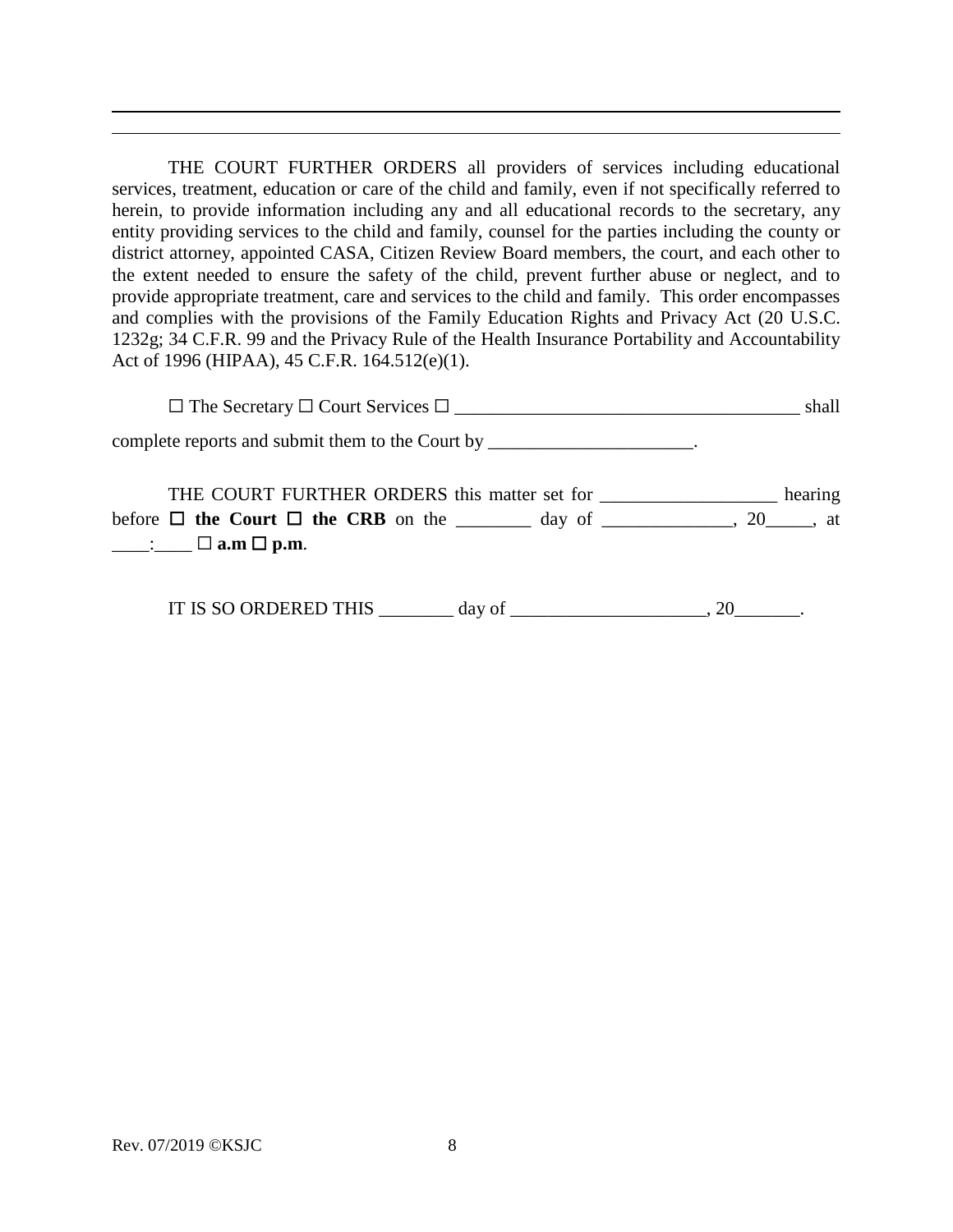THE COURT FURTHER ORDERS all providers of services including educational services, treatment, education or care of the child and family, even if not specifically referred to herein, to provide information including any and all educational records to the secretary, any entity providing services to the child and family, counsel for the parties including the county or district attorney, appointed CASA, Citizen Review Board members, the court, and each other to the extent needed to ensure the safety of the child, prevent further abuse or neglect, and to provide appropriate treatment, care and services to the child and family. This order encompasses and complies with the provisions of the Family Education Rights and Privacy Act (20 U.S.C. 1232g; 34 C.F.R. 99 and the Privacy Rule of the Health Insurance Portability and Accountability Act of 1996 (HIPAA), 45 C.F.R. 164.512(e)(1).

☐ The Secretary ☐ Court Services ☐ _____________________________________ shall complete reports and submit them to the Court by ______________________.

THE COURT FURTHER ORDERS this matter set for ___________________ hearing before ☐ **the Court** ☐ **the CRB** on the ________ day of ______________, 20_____, at ____:____ ☐ **a.m** ☐ **p.m**.

IT IS SO ORDERED THIS ________ day of _____________________, 20_______.

Rev. 07/2019 ©KSJC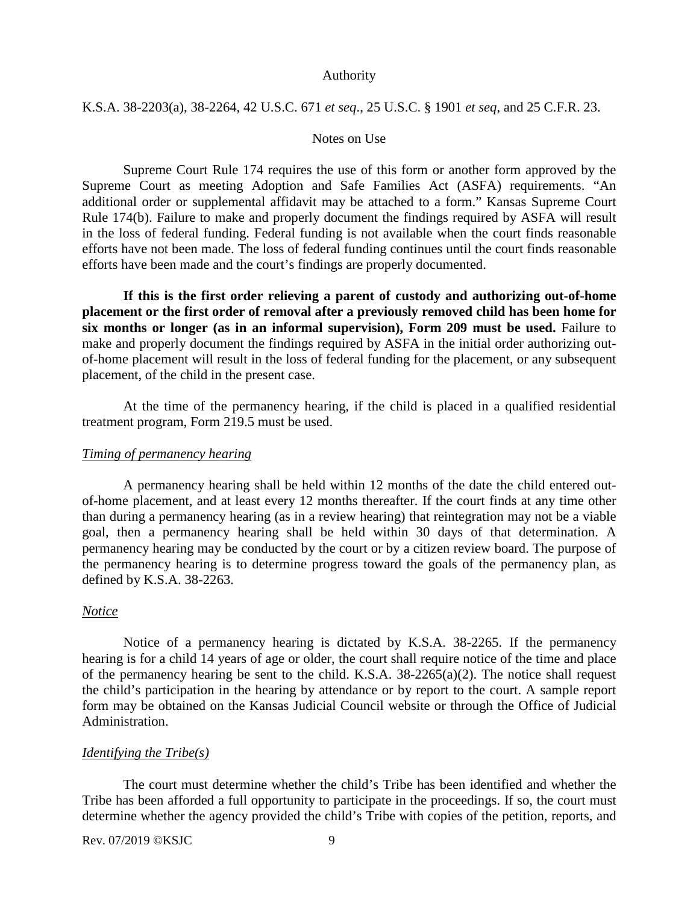## Authority

K.S.A. 38-2203(a), 38-2264, 42 U.S.C. 671 *et seq*., 25 U.S.C. § 1901 *et seq*, and 25 C.F.R. 23.

## Notes on Use

Supreme Court Rule 174 requires the use of this form or another form approved by the Supreme Court as meeting Adoption and Safe Families Act (ASFA) requirements. "An additional order or supplemental affidavit may be attached to a form." Kansas Supreme Court Rule 174(b). Failure to make and properly document the findings required by ASFA will result in the loss of federal funding. Federal funding is not available when the court finds reasonable efforts have not been made. The loss of federal funding continues until the court finds reasonable efforts have been made and the court's findings are properly documented.

**If this is the first order relieving a parent of custody and authorizing out-of-home placement or the first order of removal after a previously removed child has been home for six months or longer (as in an informal supervision), Form 209 must be used.** Failure to make and properly document the findings required by ASFA in the initial order authorizing out-of-home placement will result in the loss of federal funding for the placement, or any subsequent placement, of the child in the present case.

At the time of the permanency hearing, if the child is placed in a qualified residential treatment program, Form 219.5 must be used.

### *Timing of permanency hearing*

A permanency hearing shall be held within 12 months of the date the child entered out-of-home placement, and at least every 12 months thereafter. If the court finds at any time other than during a permanency hearing (as in a review hearing) that reintegration may not be a viable goal, then a permanency hearing shall be held within 30 days of that determination. A permanency hearing may be conducted by the court or by a citizen review board. The purpose of the permanency hearing is to determine progress toward the goals of the permanency plan, as defined by K.S.A. 38-2263.

### *Notice*

Notice of a permanency hearing is dictated by K.S.A. 38-2265. If the permanency hearing is for a child 14 years of age or older, the court shall require notice of the time and place of the permanency hearing be sent to the child. K.S.A. 38-2265(a)(2). The notice shall request the child's participation in the hearing by attendance or by report to the court. A sample report form may be obtained on the Kansas Judicial Council website or through the Office of Judicial Administration.

### *Identifying the Tribe(s)*

The court must determine whether the child's Tribe has been identified and whether the Tribe has been afforded a full opportunity to participate in the proceedings. If so, the court must determine whether the agency provided the child's Tribe with copies of the petition, reports, and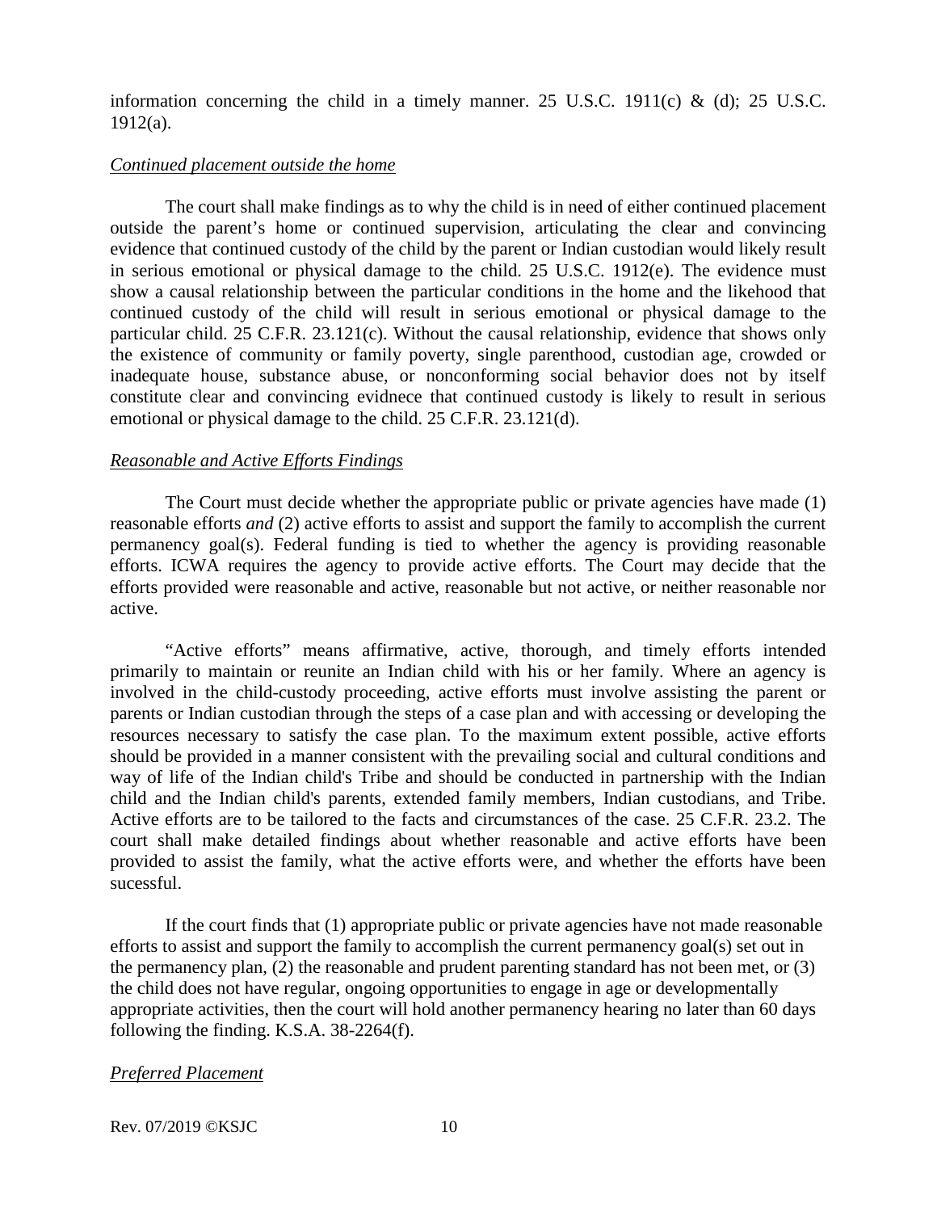information concerning the child in a timely manner. 25 U.S.C. 1911(c) & (d); 25 U.S.C. 1912(a).

*Continued placement outside the home*

The court shall make findings as to why the child is in need of either continued placement outside the parent's home or continued supervision, articulating the clear and convincing evidence that continued custody of the child by the parent or Indian custodian would likely result in serious emotional or physical damage to the child. 25 U.S.C. 1912(e). The evidence must show a causal relationship between the particular conditions in the home and the likehood that continued custody of the child will result in serious emotional or physical damage to the particular child. 25 C.F.R. 23.121(c). Without the causal relationship, evidence that shows only the existence of community or family poverty, single parenthood, custodian age, crowded or inadequate house, substance abuse, or nonconforming social behavior does not by itself constitute clear and convincing evidnece that continued custody is likely to result in serious emotional or physical damage to the child. 25 C.F.R. 23.121(d).

*Reasonable and Active Efforts Findings*

The Court must decide whether the appropriate public or private agencies have made (1) reasonable efforts *and* (2) active efforts to assist and support the family to accomplish the current permanency goal(s). Federal funding is tied to whether the agency is providing reasonable efforts. ICWA requires the agency to provide active efforts. The Court may decide that the efforts provided were reasonable and active, reasonable but not active, or neither reasonable nor active.

"Active efforts" means affirmative, active, thorough, and timely efforts intended primarily to maintain or reunite an Indian child with his or her family. Where an agency is involved in the child-custody proceeding, active efforts must involve assisting the parent or parents or Indian custodian through the steps of a case plan and with accessing or developing the resources necessary to satisfy the case plan. To the maximum extent possible, active efforts should be provided in a manner consistent with the prevailing social and cultural conditions and way of life of the Indian child's Tribe and should be conducted in partnership with the Indian child and the Indian child's parents, extended family members, Indian custodians, and Tribe. Active efforts are to be tailored to the facts and circumstances of the case. 25 C.F.R. 23.2. The court shall make detailed findings about whether reasonable and active efforts have been provided to assist the family, what the active efforts were, and whether the efforts have been sucessful.

If the court finds that (1) appropriate public or private agencies have not made reasonable efforts to assist and support the family to accomplish the current permanency goal(s) set out in the permanency plan, (2) the reasonable and prudent parenting standard has not been met, or (3) the child does not have regular, ongoing opportunities to engage in age or developmentally appropriate activities, then the court will hold another permanency hearing no later than 60 days following the finding. K.S.A. 38-2264(f).

*Preferred Placement*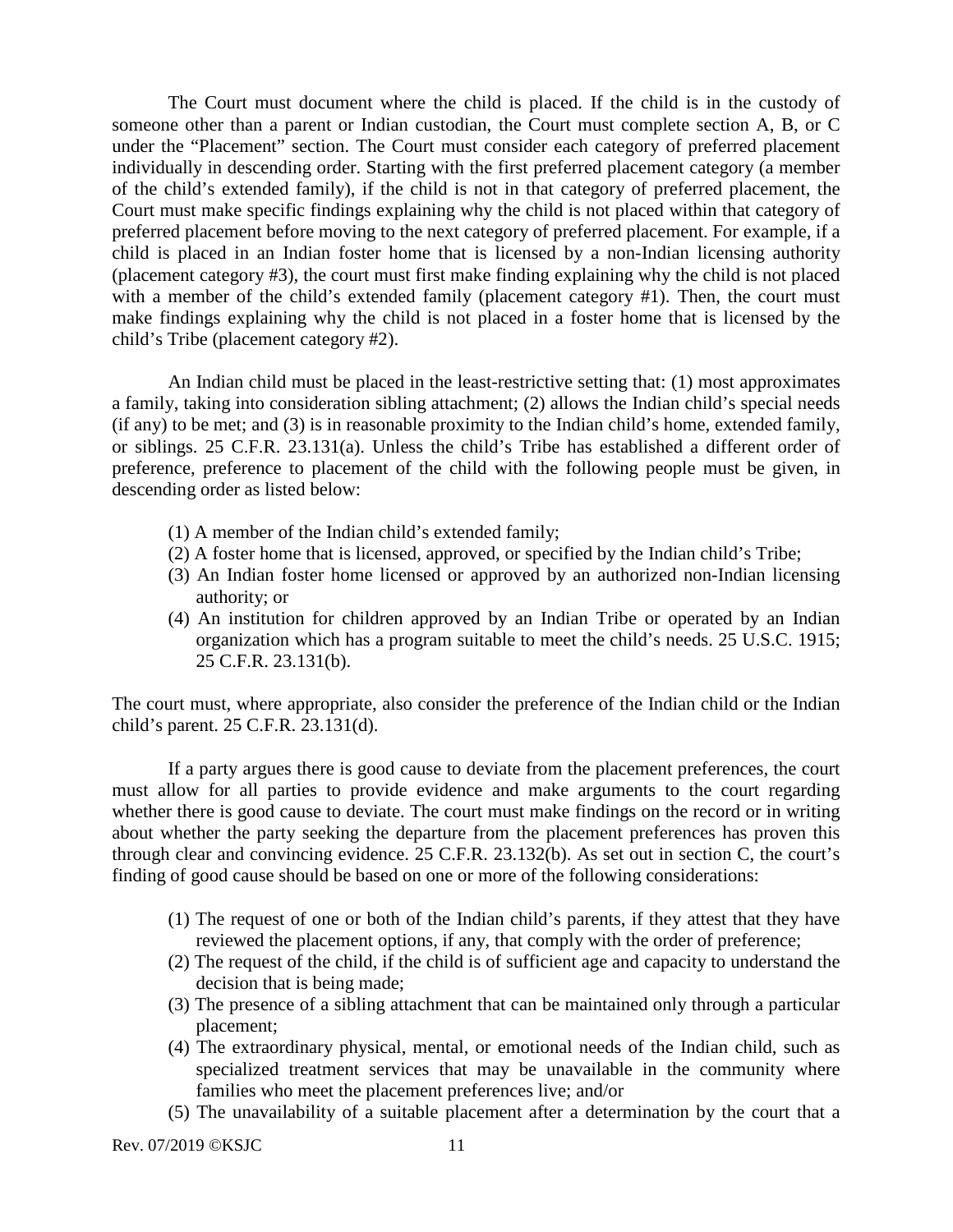The Court must document where the child is placed. If the child is in the custody of someone other than a parent or Indian custodian, the Court must complete section A, B, or C under the "Placement" section. The Court must consider each category of preferred placement individually in descending order. Starting with the first preferred placement category (a member of the child's extended family), if the child is not in that category of preferred placement, the Court must make specific findings explaining why the child is not placed within that category of preferred placement before moving to the next category of preferred placement. For example, if a child is placed in an Indian foster home that is licensed by a non-Indian licensing authority (placement category #3), the court must first make finding explaining why the child is not placed with a member of the child's extended family (placement category #1). Then, the court must make findings explaining why the child is not placed in a foster home that is licensed by the child's Tribe (placement category #2).

An Indian child must be placed in the least-restrictive setting that: (1) most approximates a family, taking into consideration sibling attachment; (2) allows the Indian child's special needs (if any) to be met; and (3) is in reasonable proximity to the Indian child's home, extended family, or siblings. 25 C.F.R. 23.131(a). Unless the child's Tribe has established a different order of preference, preference to placement of the child with the following people must be given, in descending order as listed below:

(1) A member of the Indian child's extended family;
(2) A foster home that is licensed, approved, or specified by the Indian child's Tribe;
(3) An Indian foster home licensed or approved by an authorized non-Indian licensing authority; or
(4) An institution for children approved by an Indian Tribe or operated by an Indian organization which has a program suitable to meet the child's needs. 25 U.S.C. 1915; 25 C.F.R. 23.131(b).

The court must, where appropriate, also consider the preference of the Indian child or the Indian child's parent. 25 C.F.R. 23.131(d).

If a party argues there is good cause to deviate from the placement preferences, the court must allow for all parties to provide evidence and make arguments to the court regarding whether there is good cause to deviate. The court must make findings on the record or in writing about whether the party seeking the departure from the placement preferences has proven this through clear and convincing evidence. 25 C.F.R. 23.132(b). As set out in section C, the court's finding of good cause should be based on one or more of the following considerations:

(1) The request of one or both of the Indian child's parents, if they attest that they have reviewed the placement options, if any, that comply with the order of preference;
(2) The request of the child, if the child is of sufficient age and capacity to understand the decision that is being made;
(3) The presence of a sibling attachment that can be maintained only through a particular placement;
(4) The extraordinary physical, mental, or emotional needs of the Indian child, such as specialized treatment services that may be unavailable in the community where families who meet the placement preferences live; and/or
(5) The unavailability of a suitable placement after a determination by the court that a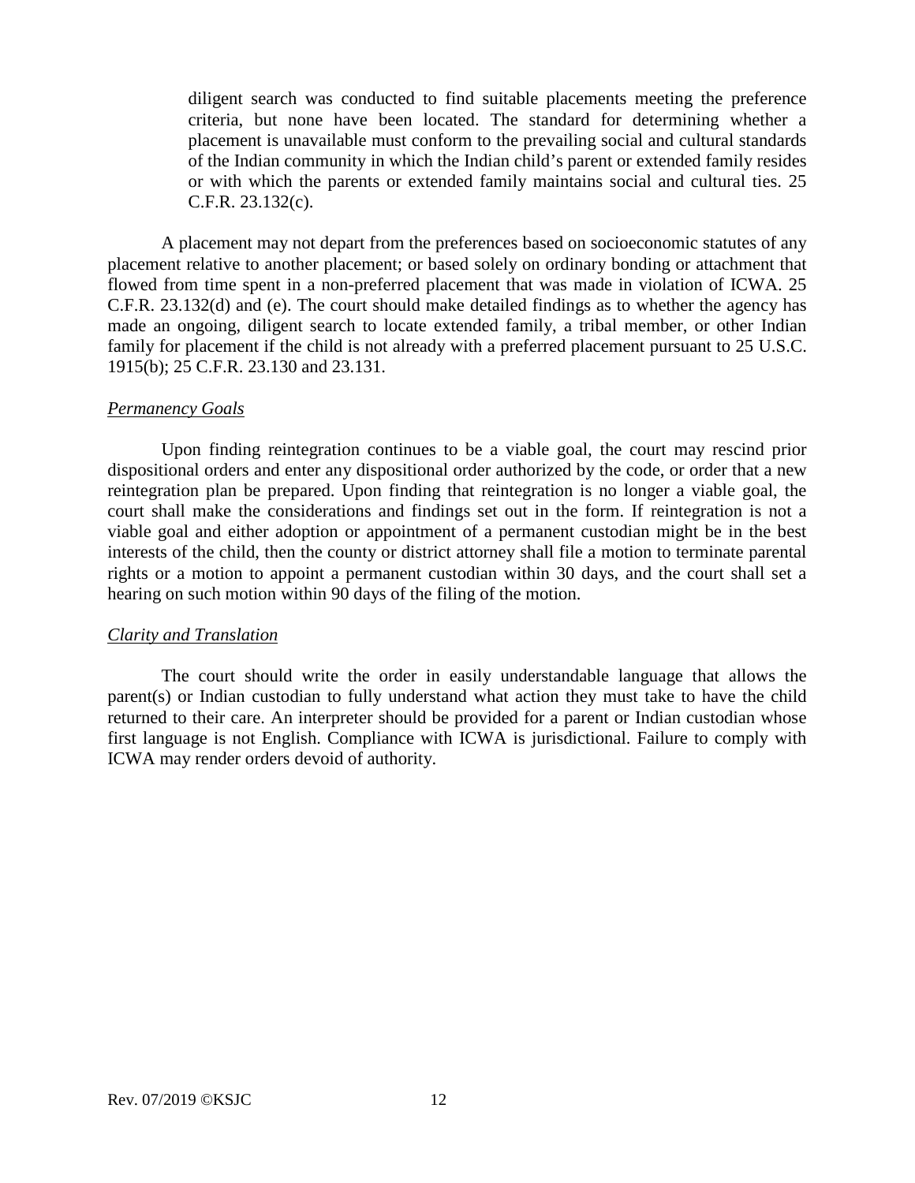diligent search was conducted to find suitable placements meeting the preference criteria, but none have been located. The standard for determining whether a placement is unavailable must conform to the prevailing social and cultural standards of the Indian community in which the Indian child's parent or extended family resides or with which the parents or extended family maintains social and cultural ties. 25 C.F.R. 23.132(c).

A placement may not depart from the preferences based on socioeconomic statutes of any placement relative to another placement; or based solely on ordinary bonding or attachment that flowed from time spent in a non-preferred placement that was made in violation of ICWA. 25 C.F.R. 23.132(d) and (e). The court should make detailed findings as to whether the agency has made an ongoing, diligent search to locate extended family, a tribal member, or other Indian family for placement if the child is not already with a preferred placement pursuant to 25 U.S.C. 1915(b); 25 C.F.R. 23.130 and 23.131.

*Permanency Goals*

Upon finding reintegration continues to be a viable goal, the court may rescind prior dispositional orders and enter any dispositional order authorized by the code, or order that a new reintegration plan be prepared. Upon finding that reintegration is no longer a viable goal, the court shall make the considerations and findings set out in the form. If reintegration is not a viable goal and either adoption or appointment of a permanent custodian might be in the best interests of the child, then the county or district attorney shall file a motion to terminate parental rights or a motion to appoint a permanent custodian within 30 days, and the court shall set a hearing on such motion within 90 days of the filing of the motion.

*Clarity and Translation*

The court should write the order in easily understandable language that allows the parent(s) or Indian custodian to fully understand what action they must take to have the child returned to their care. An interpreter should be provided for a parent or Indian custodian whose first language is not English. Compliance with ICWA is jurisdictional. Failure to comply with ICWA may render orders devoid of authority.